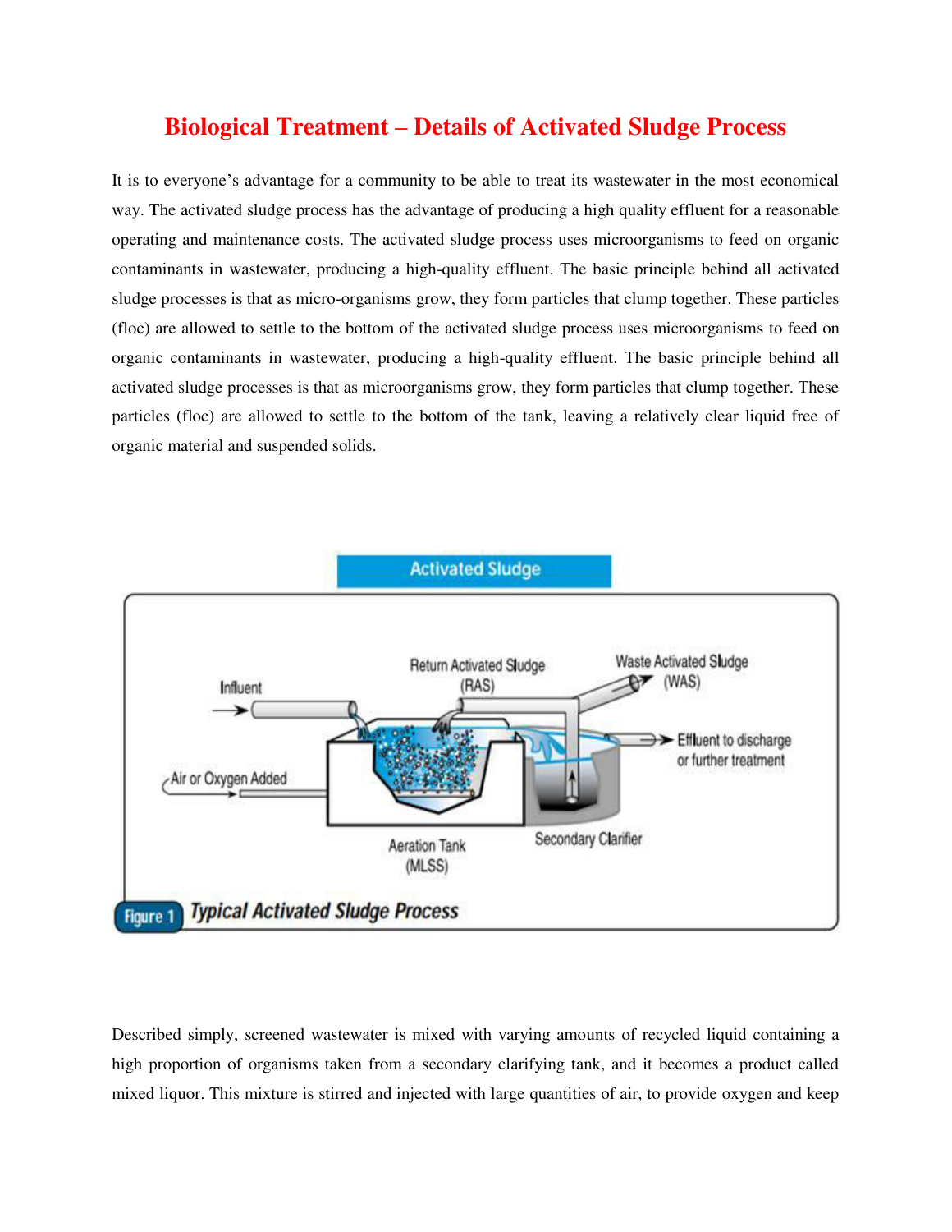# Biological Treatment – Details of Activated Sludge Process

It is to everyone's advantage for a community to be able to treat its wastewater in the most economical way. The activated sludge process has the advantage of producing a high quality effluent for a reasonable operating and maintenance costs. The activated sludge process uses microorganisms to feed on organic contaminants in wastewater, producing a high-quality effluent. The basic principle behind all activated sludge processes is that as micro-organisms grow, they form particles that clump together. These particles (floc) are allowed to settle to the bottom of the activated sludge process uses microorganisms to feed on organic contaminants in wastewater, producing a high-quality effluent. The basic principle behind all activated sludge processes is that as microorganisms grow, they form particles that clump together. These particles (floc) are allowed to settle to the bottom of the tank, leaving a relatively clear liquid free of organic material and suspended solids.

Activated Sludge

Influent · Return Activated Sludge (RAS) · Waste Activated Sludge (WAS) · Effluent to discharge or further treatment · Air or Oxygen Added · Aeration Tank (MLSS) · Secondary Clarifier

**Figure 1** *Typical Activated Sludge Process*

Described simply, screened wastewater is mixed with varying amounts of recycled liquid containing a high proportion of organisms taken from a secondary clarifying tank, and it becomes a product called mixed liquor. This mixture is stirred and injected with large quantities of air, to provide oxygen and keep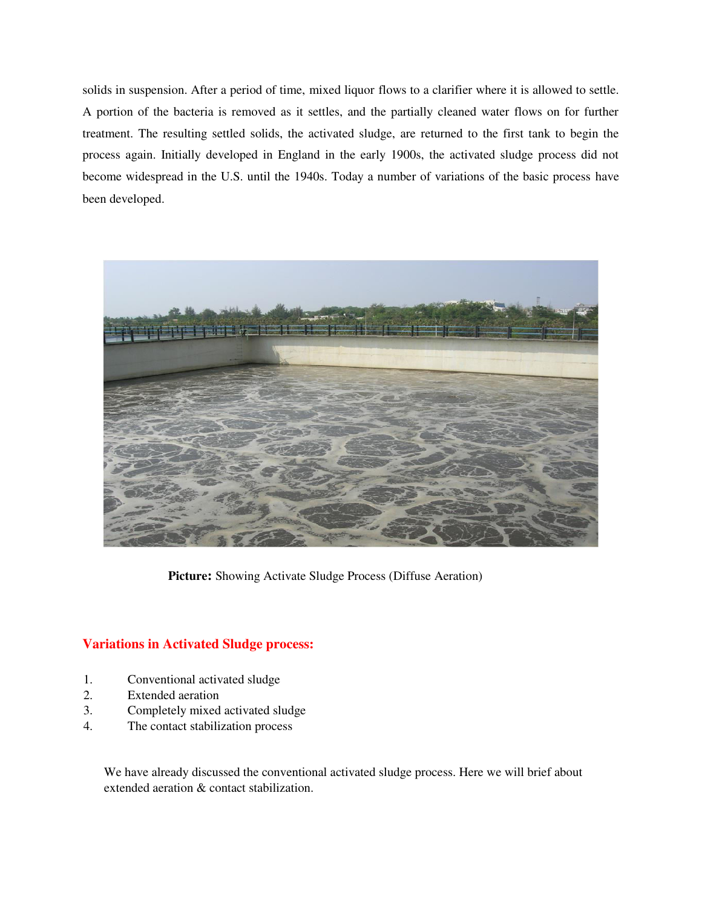solids in suspension. After a period of time, mixed liquor flows to a clarifier where it is allowed to settle. A portion of the bacteria is removed as it settles, and the partially cleaned water flows on for further treatment. The resulting settled solids, the activated sludge, are returned to the first tank to begin the process again. Initially developed in England in the early 1900s, the activated sludge process did not become widespread in the U.S. until the 1940s. Today a number of variations of the basic process have been developed.

**Picture:** Showing Activate Sludge Process (Diffuse Aeration)

## Variations in Activated Sludge process:

1. Conventional activated sludge
2. Extended aeration
3. Completely mixed activated sludge
4. The contact stabilization process

We have already discussed the conventional activated sludge process. Here we will brief about extended aeration & contact stabilization.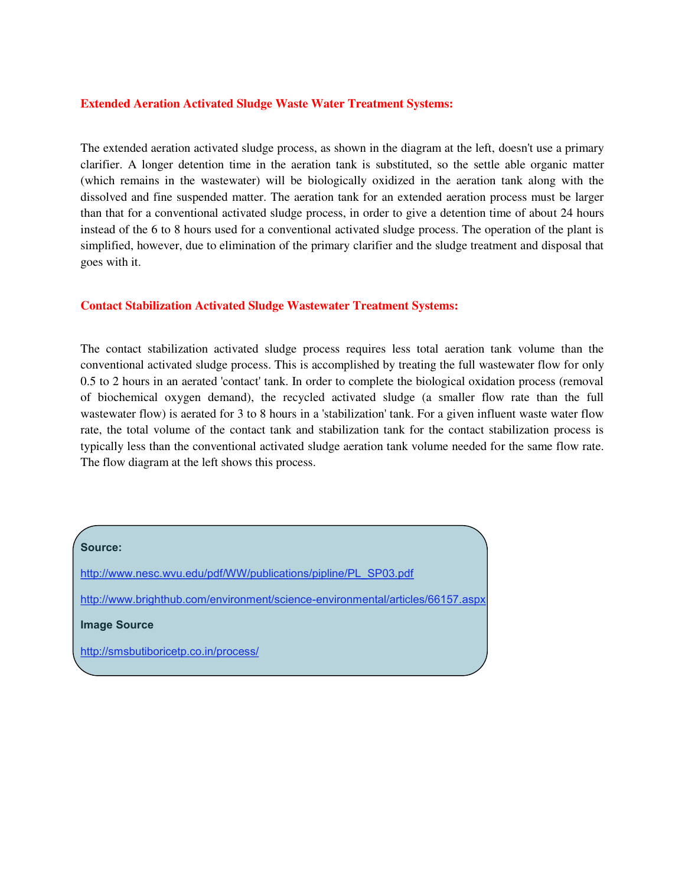## Extended Aeration Activated Sludge Waste Water Treatment Systems:

The extended aeration activated sludge process, as shown in the diagram at the left, doesn't use a primary clarifier. A longer detention time in the aeration tank is substituted, so the settle able organic matter (which remains in the wastewater) will be biologically oxidized in the aeration tank along with the dissolved and fine suspended matter. The aeration tank for an extended aeration process must be larger than that for a conventional activated sludge process, in order to give a detention time of about 24 hours instead of the 6 to 8 hours used for a conventional activated sludge process. The operation of the plant is simplified, however, due to elimination of the primary clarifier and the sludge treatment and disposal that goes with it.

## Contact Stabilization Activated Sludge Wastewater Treatment Systems:

The contact stabilization activated sludge process requires less total aeration tank volume than the conventional activated sludge process. This is accomplished by treating the full wastewater flow for only 0.5 to 2 hours in an aerated 'contact' tank. In order to complete the biological oxidation process (removal of biochemical oxygen demand), the recycled activated sludge (a smaller flow rate than the full wastewater flow) is aerated for 3 to 8 hours in a 'stabilization' tank. For a given influent waste water flow rate, the total volume of the contact tank and stabilization tank for the contact stabilization process is typically less than the conventional activated sludge aeration tank volume needed for the same flow rate. The flow diagram at the left shows this process.

**Source:**

http://www.nesc.wvu.edu/pdf/WW/publications/pipline/PL_SP03.pdf

http://www.brighthub.com/environment/science-environmental/articles/66157.aspx

**Image Source**

http://smsbutiboricetp.co.in/process/